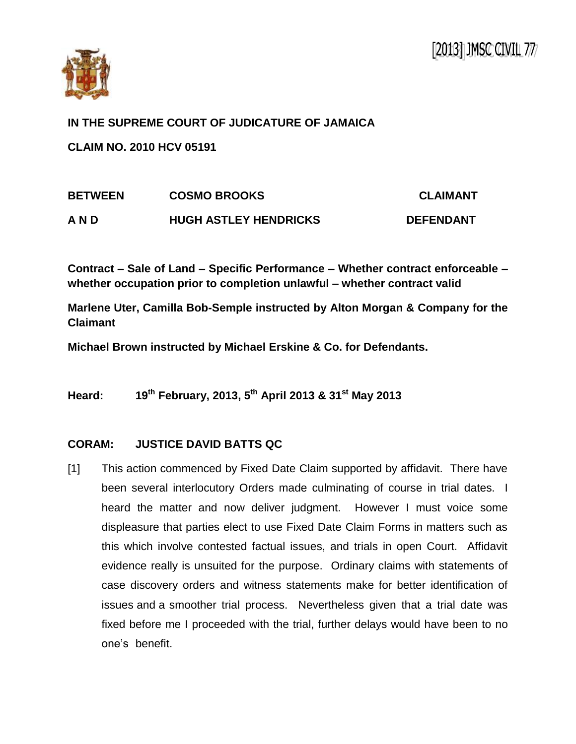[2013] JMSC CIVIL 77

**IN THE SUPREME COURT OF JUDICATURE OF JAMAICA**

**CLAIM NO. 2010 HCV 05191**

| | | |
|---|---|---|
| **BETWEEN** | **COSMO BROOKS** | **CLAIMANT** |
| **A N D** | **HUGH ASTLEY HENDRICKS** | **DEFENDANT** |

**Contract – Sale of Land – Specific Performance – Whether contract enforceable – whether occupation prior to completion unlawful – whether contract valid**

**Marlene Uter, Camilla Bob-Semple instructed by Alton Morgan & Company for the Claimant**

**Michael Brown instructed by Michael Erskine & Co. for Defendants.**

**Heard: 19th February, 2013, 5th April 2013 & 31st May 2013**

**CORAM: JUSTICE DAVID BATTS QC**

[1] This action commenced by Fixed Date Claim supported by affidavit. There have been several interlocutory Orders made culminating of course in trial dates. I heard the matter and now deliver judgment. However I must voice some displeasure that parties elect to use Fixed Date Claim Forms in matters such as this which involve contested factual issues, and trials in open Court. Affidavit evidence really is unsuited for the purpose. Ordinary claims with statements of case discovery orders and witness statements make for better identification of issues and a smoother trial process. Nevertheless given that a trial date was fixed before me I proceeded with the trial, further delays would have been to no one's benefit.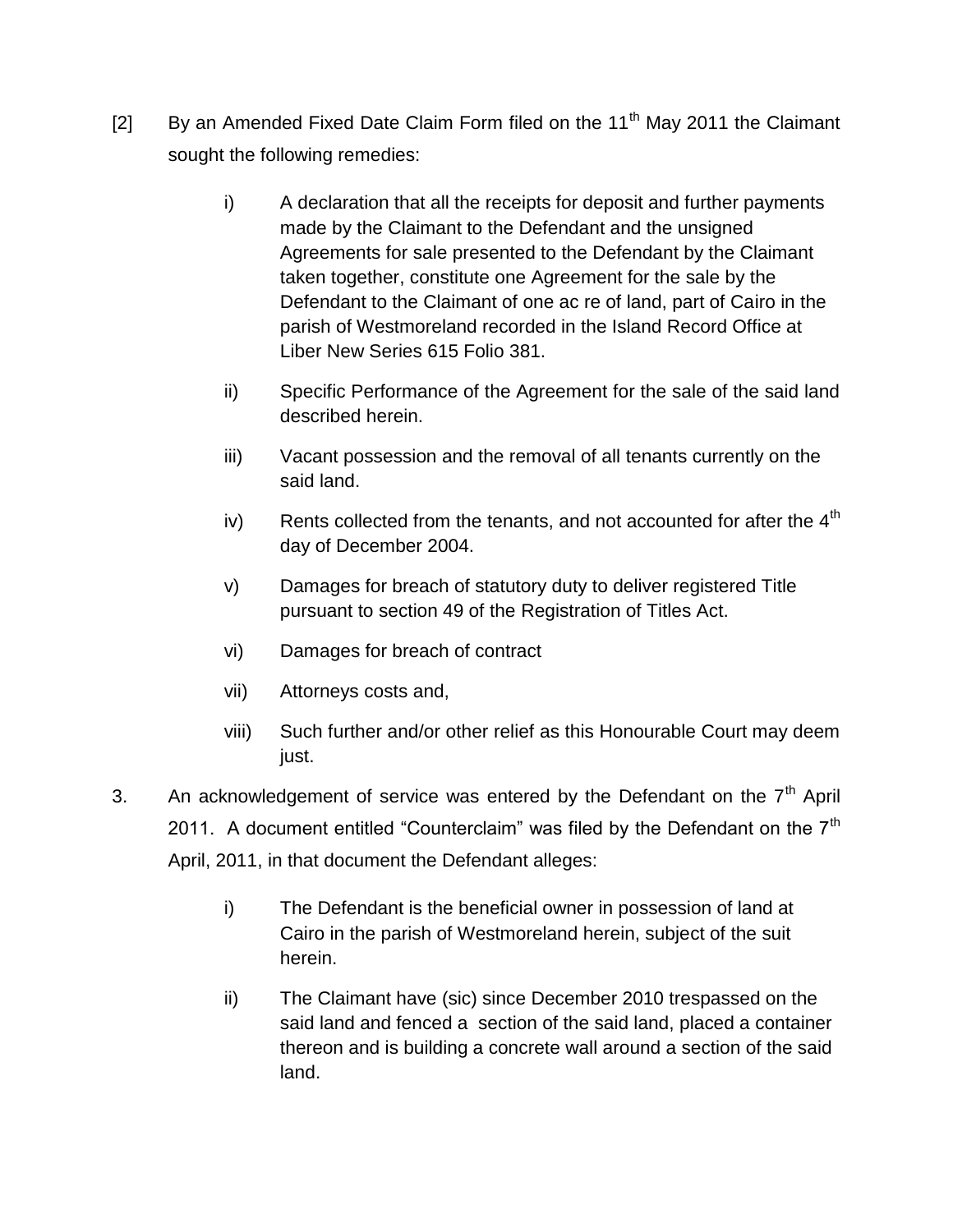[2] By an Amended Fixed Date Claim Form filed on the 11th May 2011 the Claimant sought the following remedies:

> i) A declaration that all the receipts for deposit and further payments made by the Claimant to the Defendant and the unsigned Agreements for sale presented to the Defendant by the Claimant taken together, constitute one Agreement for the sale by the Defendant to the Claimant of one ac re of land, part of Cairo in the parish of Westmoreland recorded in the Island Record Office at Liber New Series 615 Folio 381.
>
> ii) Specific Performance of the Agreement for the sale of the said land described herein.
>
> iii) Vacant possession and the removal of all tenants currently on the said land.
>
> iv) Rents collected from the tenants, and not accounted for after the 4th day of December 2004.
>
> v) Damages for breach of statutory duty to deliver registered Title pursuant to section 49 of the Registration of Titles Act.
>
> vi) Damages for breach of contract
>
> vii) Attorneys costs and,
>
> viii) Such further and/or other relief as this Honourable Court may deem just.

3. An acknowledgement of service was entered by the Defendant on the 7th April 2011. A document entitled "Counterclaim" was filed by the Defendant on the 7th April, 2011, in that document the Defendant alleges:

> i) The Defendant is the beneficial owner in possession of land at Cairo in the parish of Westmoreland herein, subject of the suit herein.
>
> ii) The Claimant have (sic) since December 2010 trespassed on the said land and fenced a section of the said land, placed a container thereon and is building a concrete wall around a section of the said land.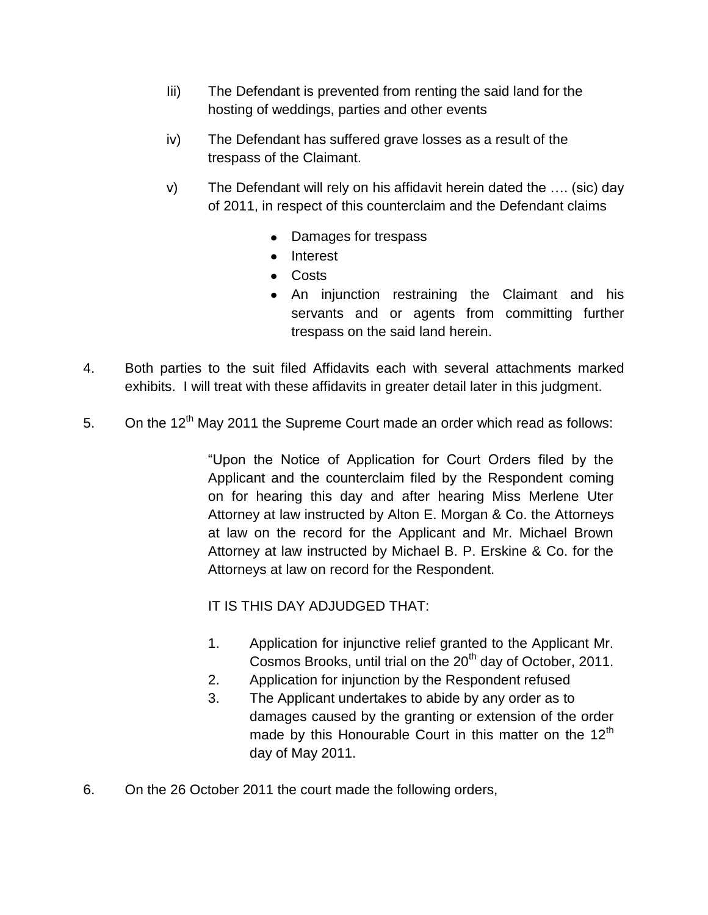Iii) The Defendant is prevented from renting the said land for the hosting of weddings, parties and other events

iv) The Defendant has suffered grave losses as a result of the trespass of the Claimant.

v) The Defendant will rely on his affidavit herein dated the …. (sic) day of 2011, in respect of this counterclaim and the Defendant claims

- Damages for trespass
- Interest
- Costs
- An injunction restraining the Claimant and his servants and or agents from committing further trespass on the said land herein.

4. Both parties to the suit filed Affidavits each with several attachments marked exhibits. I will treat with these affidavits in greater detail later in this judgment.

5. On the 12th May 2011 the Supreme Court made an order which read as follows:

> "Upon the Notice of Application for Court Orders filed by the Applicant and the counterclaim filed by the Respondent coming on for hearing this day and after hearing Miss Merlene Uter Attorney at law instructed by Alton E. Morgan & Co. the Attorneys at law on the record for the Applicant and Mr. Michael Brown Attorney at law instructed by Michael B. P. Erskine & Co. for the Attorneys at law on record for the Respondent.
>
> IT IS THIS DAY ADJUDGED THAT:
>
> 1. Application for injunctive relief granted to the Applicant Mr. Cosmos Brooks, until trial on the 20th day of October, 2011.
> 2. Application for injunction by the Respondent refused
> 3. The Applicant undertakes to abide by any order as to damages caused by the granting or extension of the order made by this Honourable Court in this matter on the 12th day of May 2011.

6. On the 26 October 2011 the court made the following orders,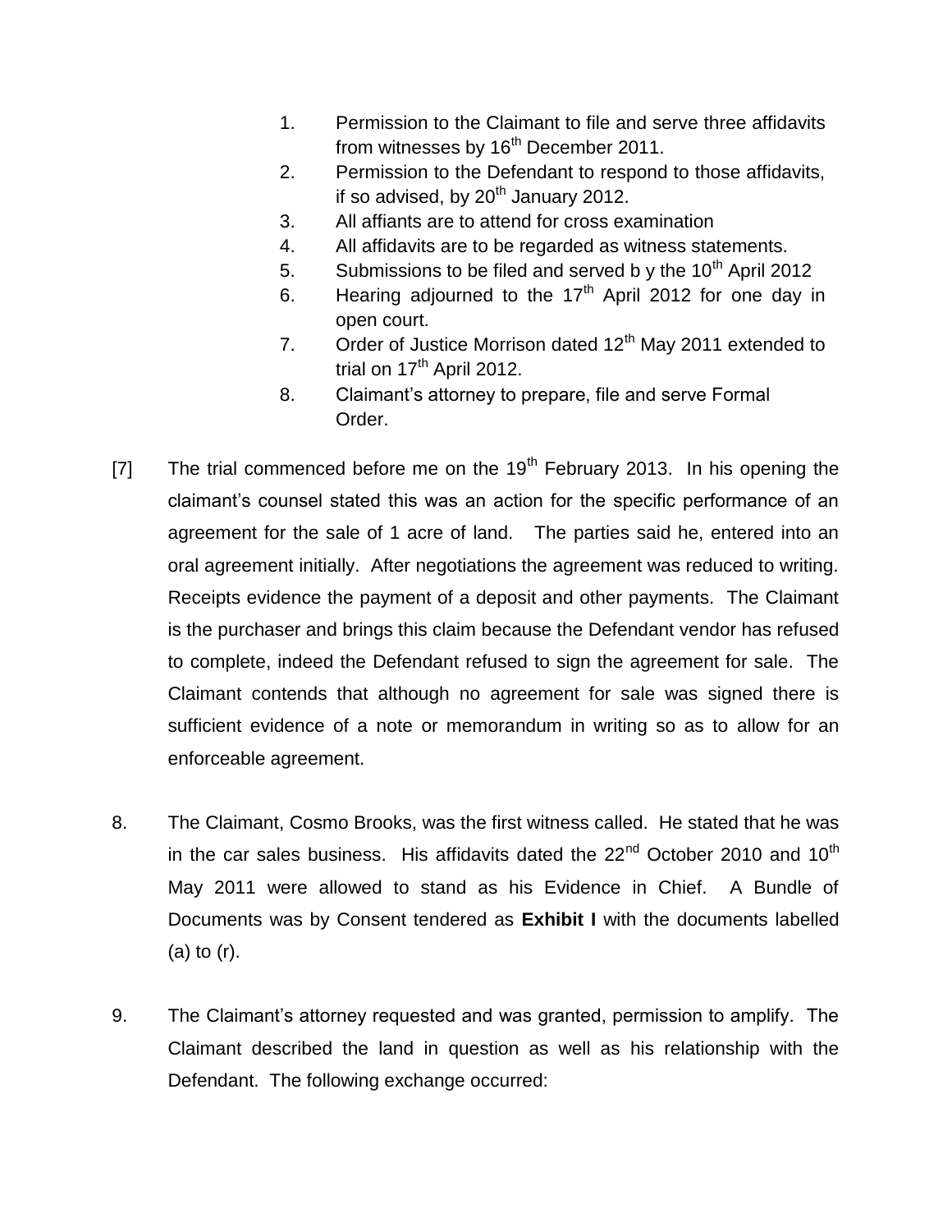1. Permission to the Claimant to file and serve three affidavits from witnesses by 16th December 2011.
2. Permission to the Defendant to respond to those affidavits, if so advised, by 20th January 2012.
3. All affiants are to attend for cross examination
4. All affidavits are to be regarded as witness statements.
5. Submissions to be filed and served b y the 10th April 2012
6. Hearing adjourned to the 17th April 2012 for one day in open court.
7. Order of Justice Morrison dated 12th May 2011 extended to trial on 17th April 2012.
8. Claimant's attorney to prepare, file and serve Formal Order.

[7] The trial commenced before me on the 19th February 2013. In his opening the claimant's counsel stated this was an action for the specific performance of an agreement for the sale of 1 acre of land. The parties said he, entered into an oral agreement initially. After negotiations the agreement was reduced to writing. Receipts evidence the payment of a deposit and other payments. The Claimant is the purchaser and brings this claim because the Defendant vendor has refused to complete, indeed the Defendant refused to sign the agreement for sale. The Claimant contends that although no agreement for sale was signed there is sufficient evidence of a note or memorandum in writing so as to allow for an enforceable agreement.

8. The Claimant, Cosmo Brooks, was the first witness called. He stated that he was in the car sales business. His affidavits dated the 22nd October 2010 and 10th May 2011 were allowed to stand as his Evidence in Chief. A Bundle of Documents was by Consent tendered as **Exhibit I** with the documents labelled (a) to (r).

9. The Claimant's attorney requested and was granted, permission to amplify. The Claimant described the land in question as well as his relationship with the Defendant. The following exchange occurred: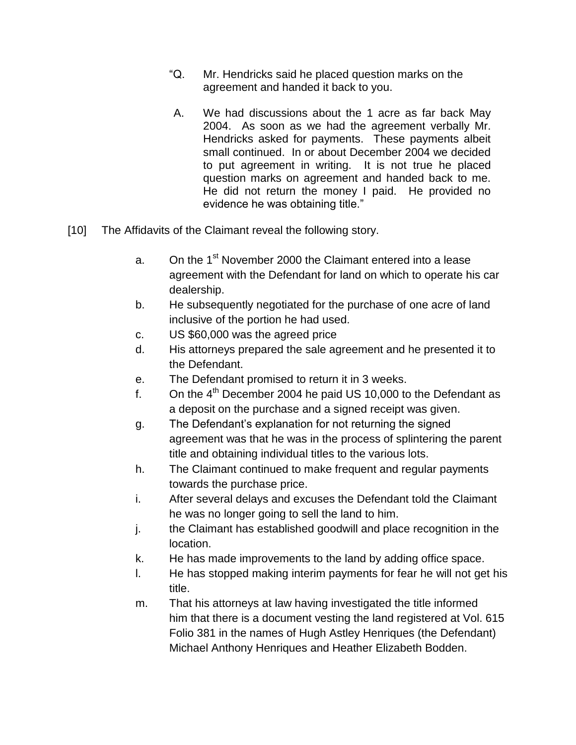> "Q. Mr. Hendricks said he placed question marks on the agreement and handed it back to you.
>
> A. We had discussions about the 1 acre as far back May 2004. As soon as we had the agreement verbally Mr. Hendricks asked for payments. These payments albeit small continued. In or about December 2004 we decided to put agreement in writing. It is not true he placed question marks on agreement and handed back to me. He did not return the money I paid. He provided no evidence he was obtaining title."

[10] The Affidavits of the Claimant reveal the following story.

a. On the 1st November 2000 the Claimant entered into a lease agreement with the Defendant for land on which to operate his car dealership.

b. He subsequently negotiated for the purchase of one acre of land inclusive of the portion he had used.

c. US $60,000 was the agreed price

d. His attorneys prepared the sale agreement and he presented it to the Defendant.

e. The Defendant promised to return it in 3 weeks.

f. On the 4th December 2004 he paid US 10,000 to the Defendant as a deposit on the purchase and a signed receipt was given.

g. The Defendant's explanation for not returning the signed agreement was that he was in the process of splintering the parent title and obtaining individual titles to the various lots.

h. The Claimant continued to make frequent and regular payments towards the purchase price.

i. After several delays and excuses the Defendant told the Claimant he was no longer going to sell the land to him.

j. the Claimant has established goodwill and place recognition in the location.

k. He has made improvements to the land by adding office space.

l. He has stopped making interim payments for fear he will not get his title.

m. That his attorneys at law having investigated the title informed him that there is a document vesting the land registered at Vol. 615 Folio 381 in the names of Hugh Astley Henriques (the Defendant) Michael Anthony Henriques and Heather Elizabeth Bodden.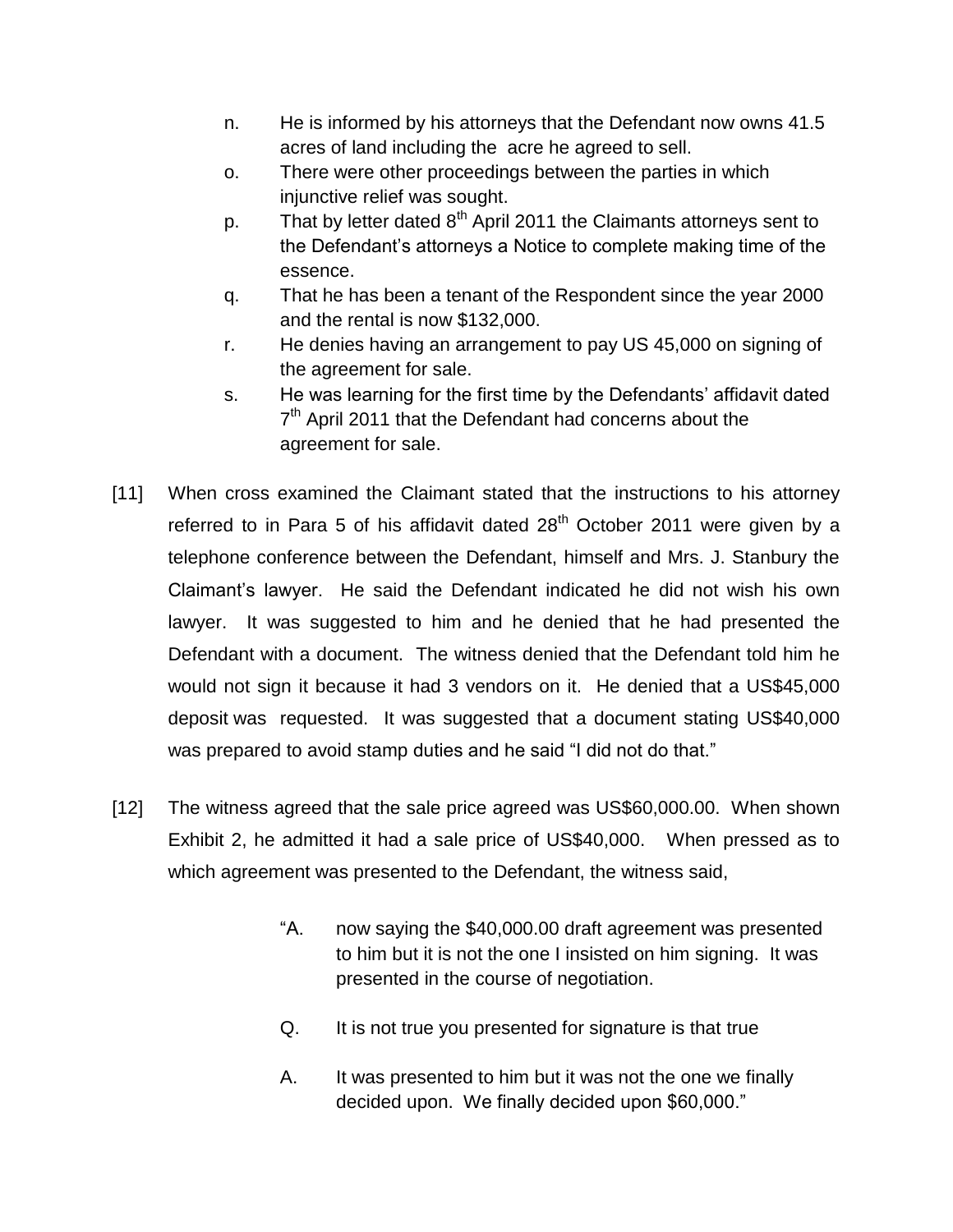n. He is informed by his attorneys that the Defendant now owns 41.5 acres of land including the acre he agreed to sell.

o. There were other proceedings between the parties in which injunctive relief was sought.

p. That by letter dated 8th April 2011 the Claimants attorneys sent to the Defendant's attorneys a Notice to complete making time of the essence.

q. That he has been a tenant of the Respondent since the year 2000 and the rental is now $132,000.

r. He denies having an arrangement to pay US 45,000 on signing of the agreement for sale.

s. He was learning for the first time by the Defendants' affidavit dated 7th April 2011 that the Defendant had concerns about the agreement for sale.

[11] When cross examined the Claimant stated that the instructions to his attorney referred to in Para 5 of his affidavit dated 28th October 2011 were given by a telephone conference between the Defendant, himself and Mrs. J. Stanbury the Claimant's lawyer. He said the Defendant indicated he did not wish his own lawyer. It was suggested to him and he denied that he had presented the Defendant with a document. The witness denied that the Defendant told him he would not sign it because it had 3 vendors on it. He denied that a US$45,000 deposit was requested. It was suggested that a document stating US$40,000 was prepared to avoid stamp duties and he said "I did not do that."

[12] The witness agreed that the sale price agreed was US$60,000.00. When shown Exhibit 2, he admitted it had a sale price of US$40,000. When pressed as to which agreement was presented to the Defendant, the witness said,

> "A. now saying the $40,000.00 draft agreement was presented to him but it is not the one I insisted on him signing. It was presented in the course of negotiation.
>
> Q. It is not true you presented for signature is that true
>
> A. It was presented to him but it was not the one we finally decided upon. We finally decided upon $60,000."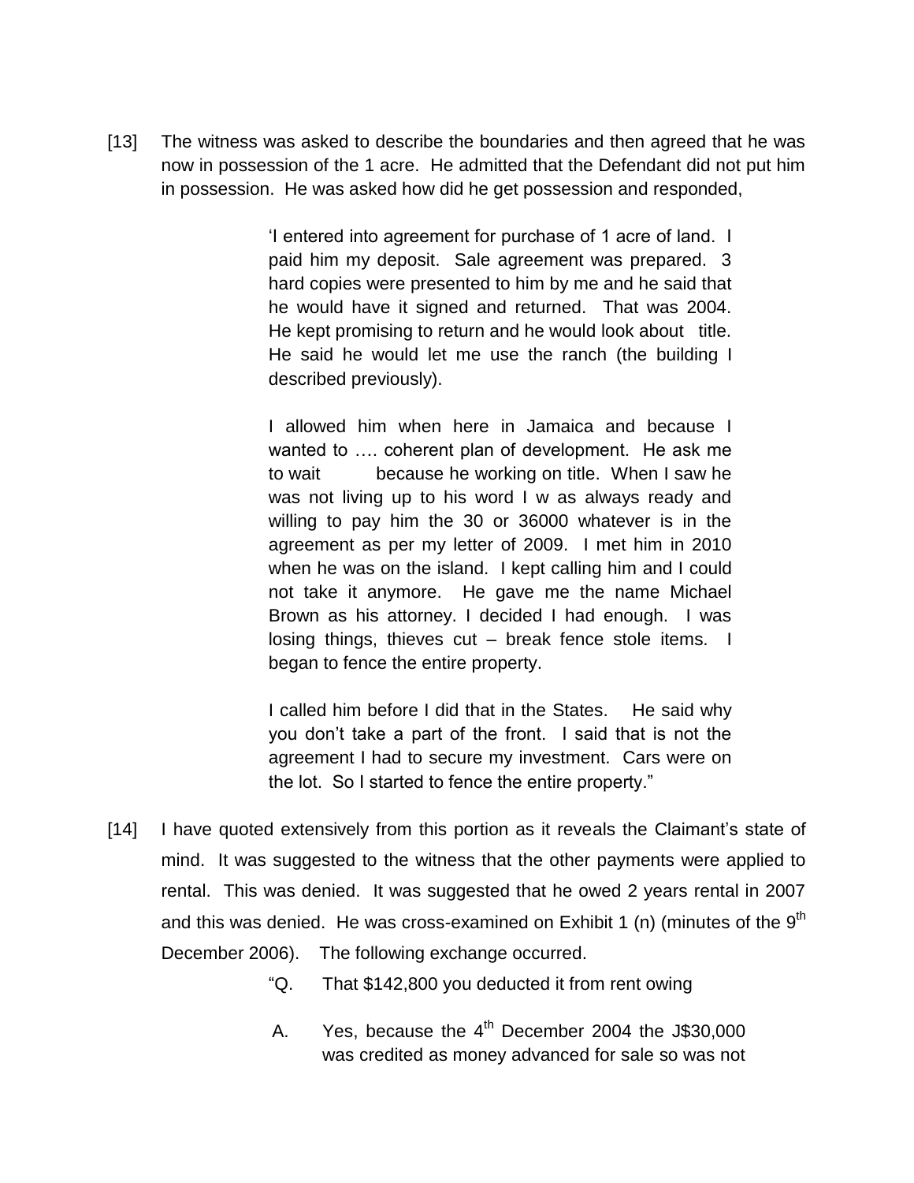[13] The witness was asked to describe the boundaries and then agreed that he was now in possession of the 1 acre. He admitted that the Defendant did not put him in possession. He was asked how did he get possession and responded,

> 'I entered into agreement for purchase of 1 acre of land. I paid him my deposit. Sale agreement was prepared. 3 hard copies were presented to him by me and he said that he would have it signed and returned. That was 2004. He kept promising to return and he would look about title. He said he would let me use the ranch (the building I described previously).
>
> I allowed him when here in Jamaica and because I wanted to …. coherent plan of development. He ask me to wait because he working on title. When I saw he was not living up to his word I w as always ready and willing to pay him the 30 or 36000 whatever is in the agreement as per my letter of 2009. I met him in 2010 when he was on the island. I kept calling him and I could not take it anymore. He gave me the name Michael Brown as his attorney. I decided I had enough. I was losing things, thieves cut – break fence stole items. I began to fence the entire property.
>
> I called him before I did that in the States. He said why you don't take a part of the front. I said that is not the agreement I had to secure my investment. Cars were on the lot. So I started to fence the entire property."

[14] I have quoted extensively from this portion as it reveals the Claimant's state of mind. It was suggested to the witness that the other payments were applied to rental. This was denied. It was suggested that he owed 2 years rental in 2007 and this was denied. He was cross-examined on Exhibit 1 (n) (minutes of the 9th December 2006). The following exchange occurred.

> "Q. That $142,800 you deducted it from rent owing
>
> A. Yes, because the 4th December 2004 the J$30,000 was credited as money advanced for sale so was not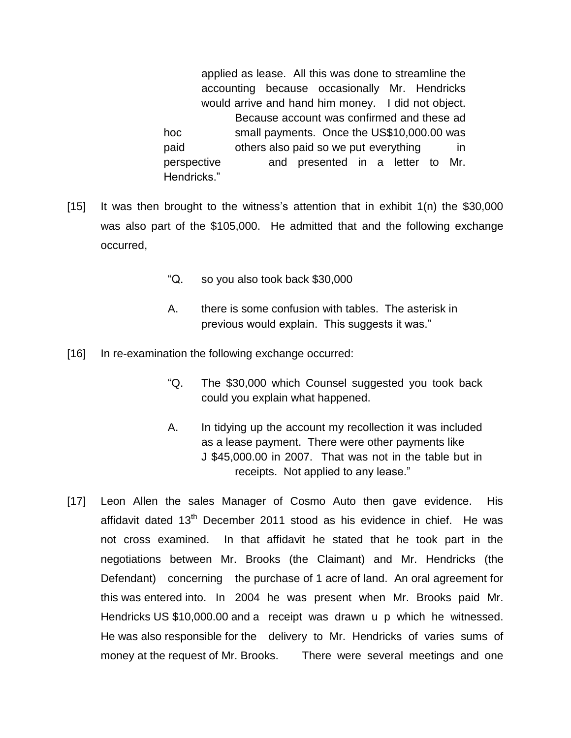> applied as lease. All this was done to streamline the accounting because occasionally Mr. Hendricks would arrive and hand him money. I did not object. Because account was confirmed and these ad hoc small payments. Once the US$10,000.00 was paid others also paid so we put everything in perspective and presented in a letter to Mr. Hendricks."

[15] It was then brought to the witness's attention that in exhibit 1(n) the $30,000 was also part of the $105,000. He admitted that and the following exchange occurred,

> "Q. so you also took back $30,000
>
> A. there is some confusion with tables. The asterisk in previous would explain. This suggests it was."

[16] In re-examination the following exchange occurred:

> "Q. The $30,000 which Counsel suggested you took back could you explain what happened.
>
> A. In tidying up the account my recollection it was included as a lease payment. There were other payments like J $45,000.00 in 2007. That was not in the table but in receipts. Not applied to any lease."

[17] Leon Allen the sales Manager of Cosmo Auto then gave evidence. His affidavit dated 13th December 2011 stood as his evidence in chief. He was not cross examined. In that affidavit he stated that he took part in the negotiations between Mr. Brooks (the Claimant) and Mr. Hendricks (the Defendant) concerning the purchase of 1 acre of land. An oral agreement for this was entered into. In 2004 he was present when Mr. Brooks paid Mr. Hendricks US $10,000.00 and a receipt was drawn u p which he witnessed. He was also responsible for the delivery to Mr. Hendricks of varies sums of money at the request of Mr. Brooks. There were several meetings and one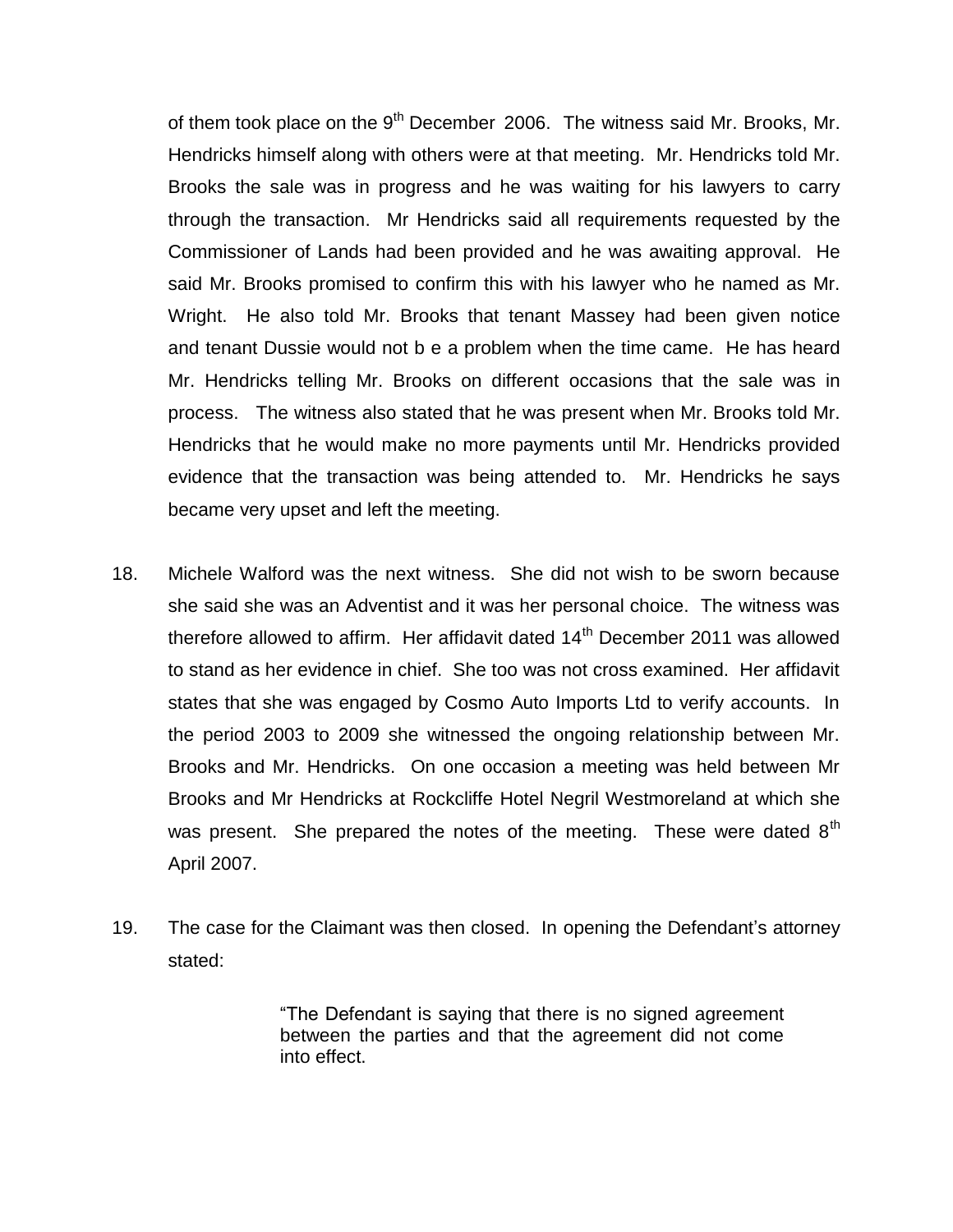of them took place on the 9th December 2006. The witness said Mr. Brooks, Mr. Hendricks himself along with others were at that meeting. Mr. Hendricks told Mr. Brooks the sale was in progress and he was waiting for his lawyers to carry through the transaction. Mr Hendricks said all requirements requested by the Commissioner of Lands had been provided and he was awaiting approval. He said Mr. Brooks promised to confirm this with his lawyer who he named as Mr. Wright. He also told Mr. Brooks that tenant Massey had been given notice and tenant Dussie would not b e a problem when the time came. He has heard Mr. Hendricks telling Mr. Brooks on different occasions that the sale was in process. The witness also stated that he was present when Mr. Brooks told Mr. Hendricks that he would make no more payments until Mr. Hendricks provided evidence that the transaction was being attended to. Mr. Hendricks he says became very upset and left the meeting.

18. Michele Walford was the next witness. She did not wish to be sworn because she said she was an Adventist and it was her personal choice. The witness was therefore allowed to affirm. Her affidavit dated 14th December 2011 was allowed to stand as her evidence in chief. She too was not cross examined. Her affidavit states that she was engaged by Cosmo Auto Imports Ltd to verify accounts. In the period 2003 to 2009 she witnessed the ongoing relationship between Mr. Brooks and Mr. Hendricks. On one occasion a meeting was held between Mr Brooks and Mr Hendricks at Rockcliffe Hotel Negril Westmoreland at which she was present. She prepared the notes of the meeting. These were dated 8th April 2007.

19. The case for the Claimant was then closed. In opening the Defendant's attorney stated:

> "The Defendant is saying that there is no signed agreement between the parties and that the agreement did not come into effect.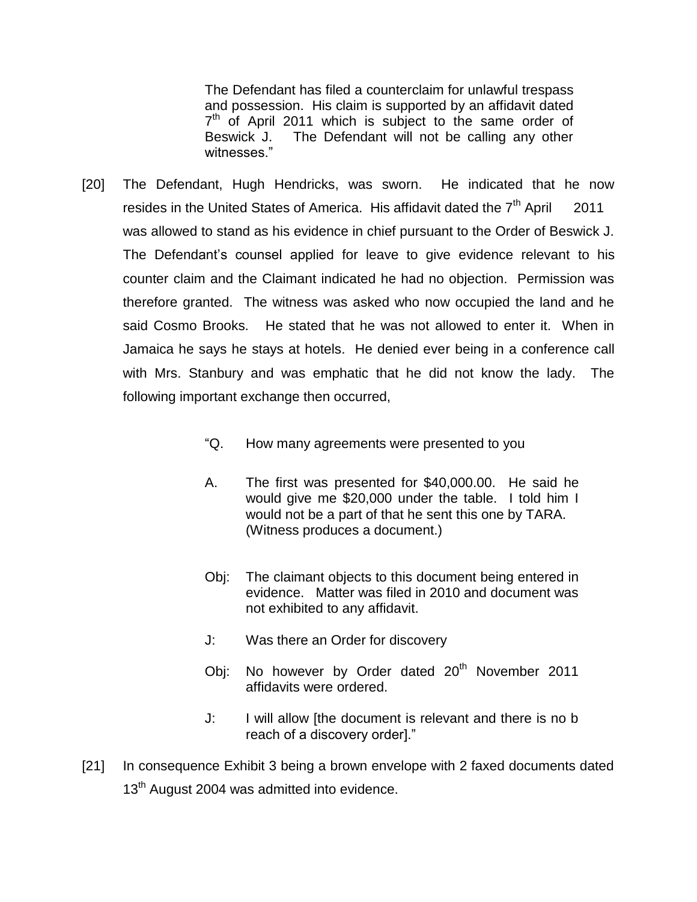> The Defendant has filed a counterclaim for unlawful trespass and possession. His claim is supported by an affidavit dated 7th of April 2011 which is subject to the same order of Beswick J. The Defendant will not be calling any other witnesses."

[20] The Defendant, Hugh Hendricks, was sworn. He indicated that he now resides in the United States of America. His affidavit dated the 7th April 2011 was allowed to stand as his evidence in chief pursuant to the Order of Beswick J. The Defendant's counsel applied for leave to give evidence relevant to his counter claim and the Claimant indicated he had no objection. Permission was therefore granted. The witness was asked who now occupied the land and he said Cosmo Brooks. He stated that he was not allowed to enter it. When in Jamaica he says he stays at hotels. He denied ever being in a conference call with Mrs. Stanbury and was emphatic that he did not know the lady. The following important exchange then occurred,

> "Q. How many agreements were presented to you
>
> A. The first was presented for $40,000.00. He said he would give me $20,000 under the table. I told him I would not be a part of that he sent this one by TARA. (Witness produces a document.)
>
> Obj: The claimant objects to this document being entered in evidence. Matter was filed in 2010 and document was not exhibited to any affidavit.
>
> J: Was there an Order for discovery
>
> Obj: No however by Order dated 20th November 2011 affidavits were ordered.
>
> J: I will allow [the document is relevant and there is no b reach of a discovery order]."

[21] In consequence Exhibit 3 being a brown envelope with 2 faxed documents dated 13th August 2004 was admitted into evidence.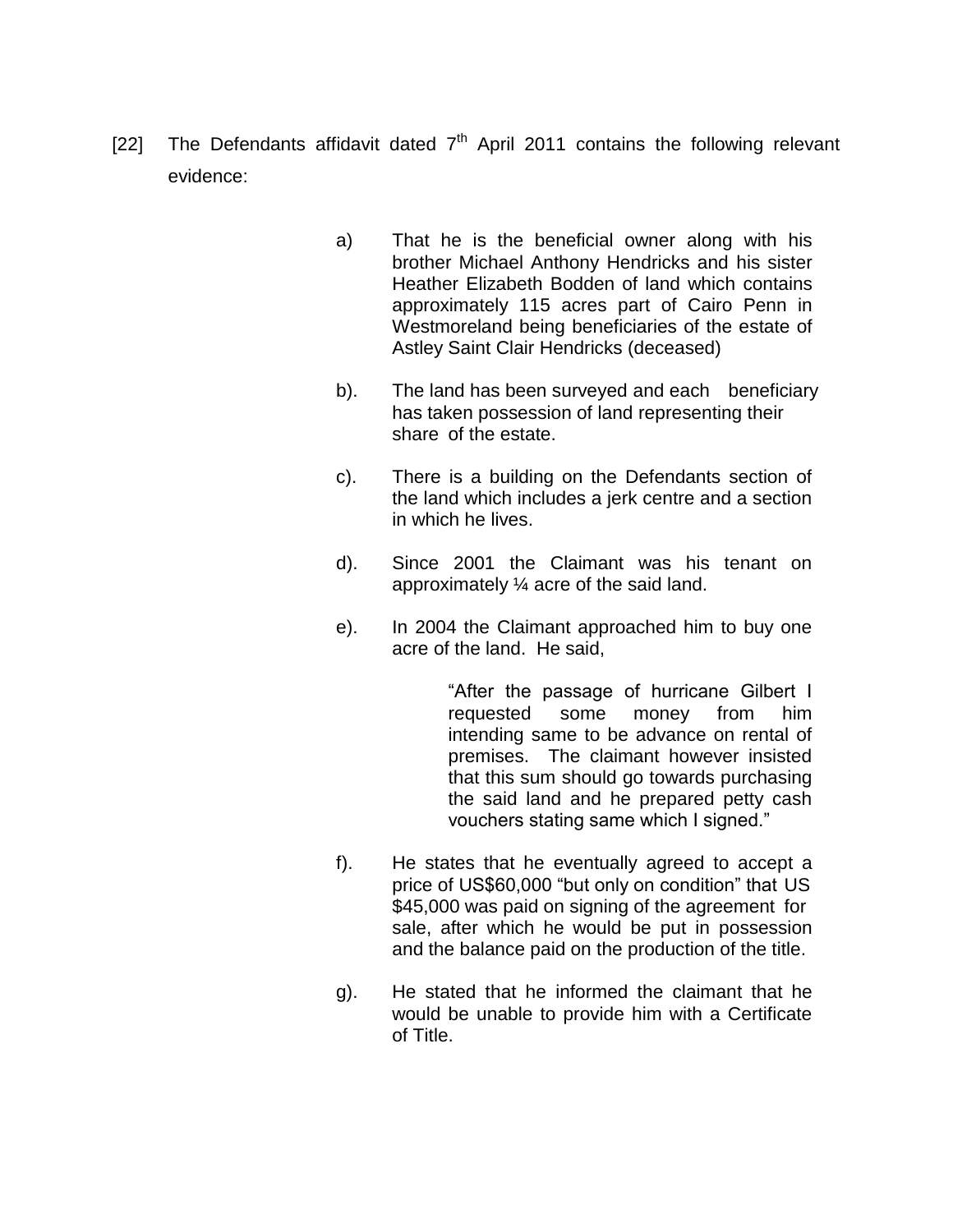[22] The Defendants affidavit dated 7th April 2011 contains the following relevant evidence:

a) That he is the beneficial owner along with his brother Michael Anthony Hendricks and his sister Heather Elizabeth Bodden of land which contains approximately 115 acres part of Cairo Penn in Westmoreland being beneficiaries of the estate of Astley Saint Clair Hendricks (deceased)

b). The land has been surveyed and each beneficiary has taken possession of land representing their share of the estate.

c). There is a building on the Defendants section of the land which includes a jerk centre and a section in which he lives.

d). Since 2001 the Claimant was his tenant on approximately ¼ acre of the said land.

e). In 2004 the Claimant approached him to buy one acre of the land. He said,

> "After the passage of hurricane Gilbert I requested some money from him intending same to be advance on rental of premises. The claimant however insisted that this sum should go towards purchasing the said land and he prepared petty cash vouchers stating same which I signed."

f). He states that he eventually agreed to accept a price of US$60,000 "but only on condition" that US $45,000 was paid on signing of the agreement for sale, after which he would be put in possession and the balance paid on the production of the title.

g). He stated that he informed the claimant that he would be unable to provide him with a Certificate of Title.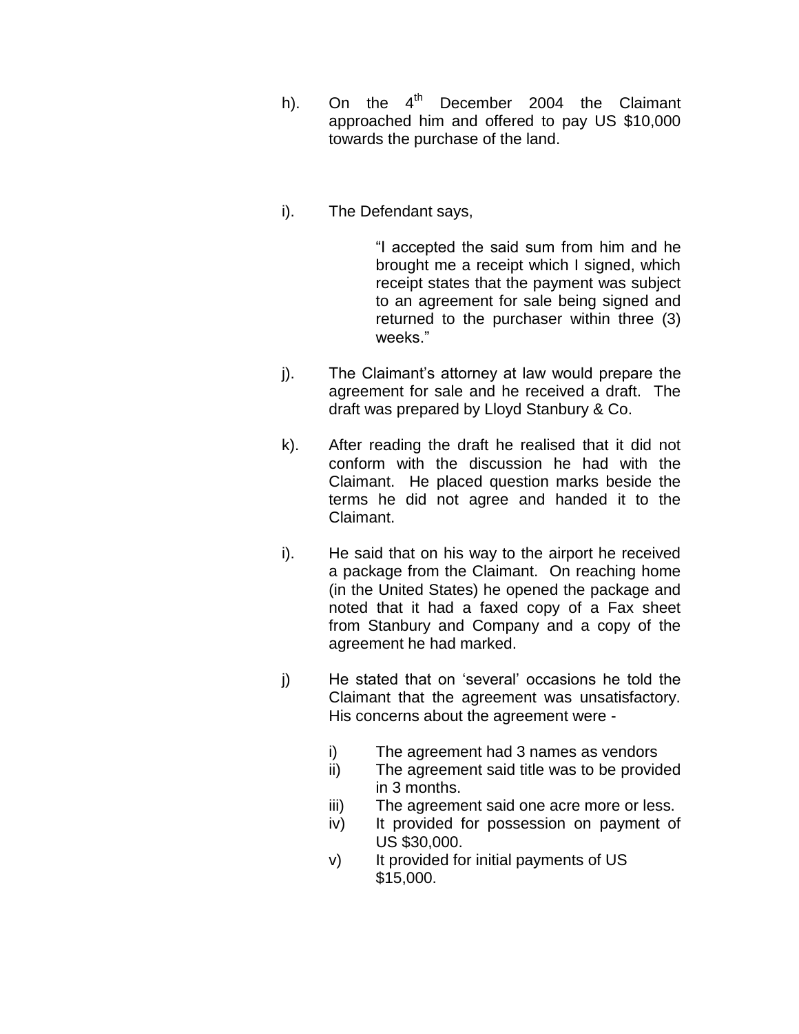h). On the 4th December 2004 the Claimant approached him and offered to pay US $10,000 towards the purchase of the land.

i). The Defendant says,

> "I accepted the said sum from him and he brought me a receipt which I signed, which receipt states that the payment was subject to an agreement for sale being signed and returned to the purchaser within three (3) weeks."

j). The Claimant's attorney at law would prepare the agreement for sale and he received a draft. The draft was prepared by Lloyd Stanbury & Co.

k). After reading the draft he realised that it did not conform with the discussion he had with the Claimant. He placed question marks beside the terms he did not agree and handed it to the Claimant.

i). He said that on his way to the airport he received a package from the Claimant. On reaching home (in the United States) he opened the package and noted that it had a faxed copy of a Fax sheet from Stanbury and Company and a copy of the agreement he had marked.

j) He stated that on 'several' occasions he told the Claimant that the agreement was unsatisfactory. His concerns about the agreement were -

   i) The agreement had 3 names as vendors
   ii) The agreement said title was to be provided in 3 months.
   iii) The agreement said one acre more or less.
   iv) It provided for possession on payment of US $30,000.
   v) It provided for initial payments of US $15,000.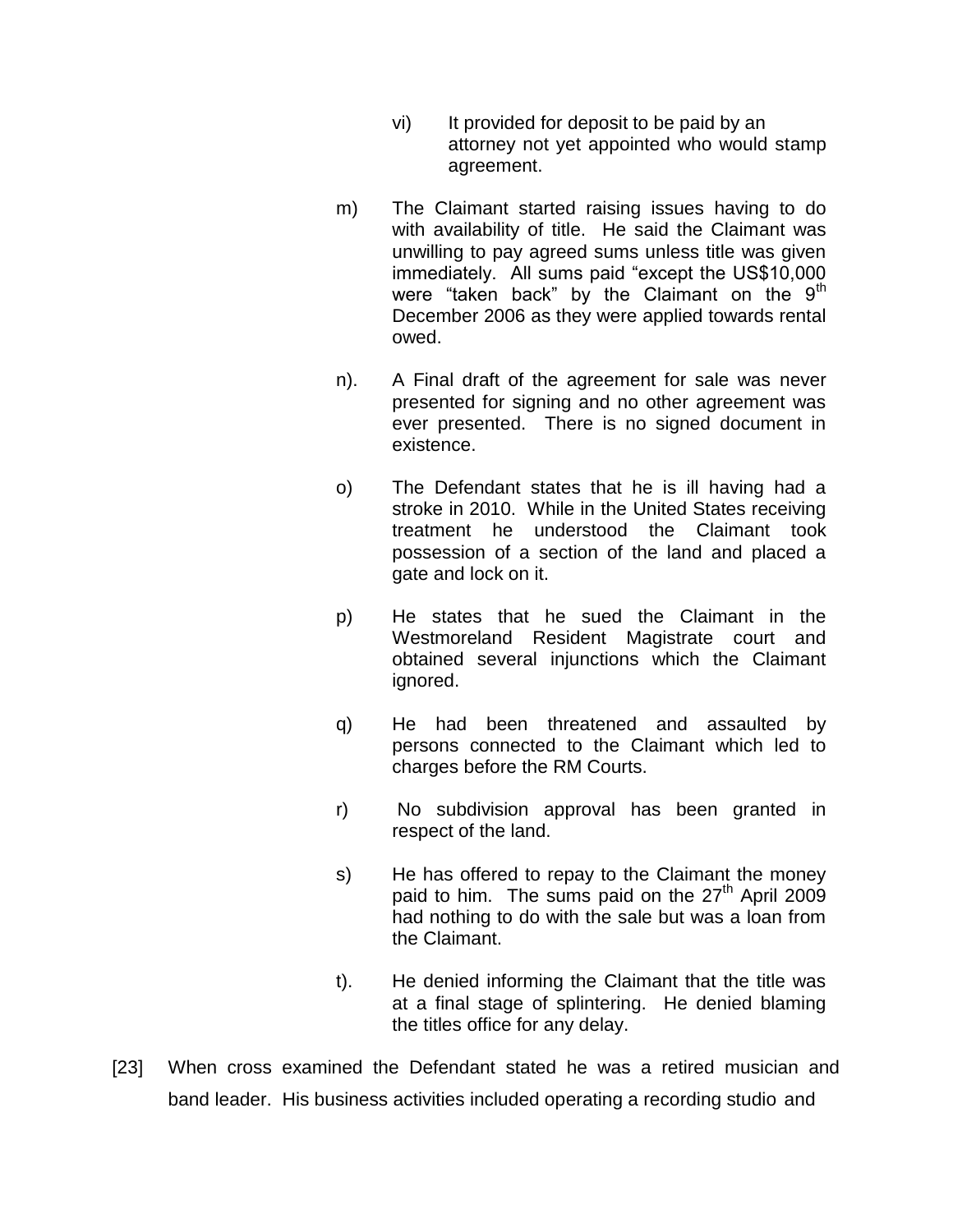vi) It provided for deposit to be paid by an attorney not yet appointed who would stamp agreement.

m) The Claimant started raising issues having to do with availability of title. He said the Claimant was unwilling to pay agreed sums unless title was given immediately. All sums paid "except the US$10,000 were "taken back" by the Claimant on the 9th December 2006 as they were applied towards rental owed.

n). A Final draft of the agreement for sale was never presented for signing and no other agreement was ever presented. There is no signed document in existence.

o) The Defendant states that he is ill having had a stroke in 2010. While in the United States receiving treatment he understood the Claimant took possession of a section of the land and placed a gate and lock on it.

p) He states that he sued the Claimant in the Westmoreland Resident Magistrate court and obtained several injunctions which the Claimant ignored.

q) He had been threatened and assaulted by persons connected to the Claimant which led to charges before the RM Courts.

r) No subdivision approval has been granted in respect of the land.

s) He has offered to repay to the Claimant the money paid to him. The sums paid on the 27th April 2009 had nothing to do with the sale but was a loan from the Claimant.

t). He denied informing the Claimant that the title was at a final stage of splintering. He denied blaming the titles office for any delay.

[23] When cross examined the Defendant stated he was a retired musician and band leader. His business activities included operating a recording studio and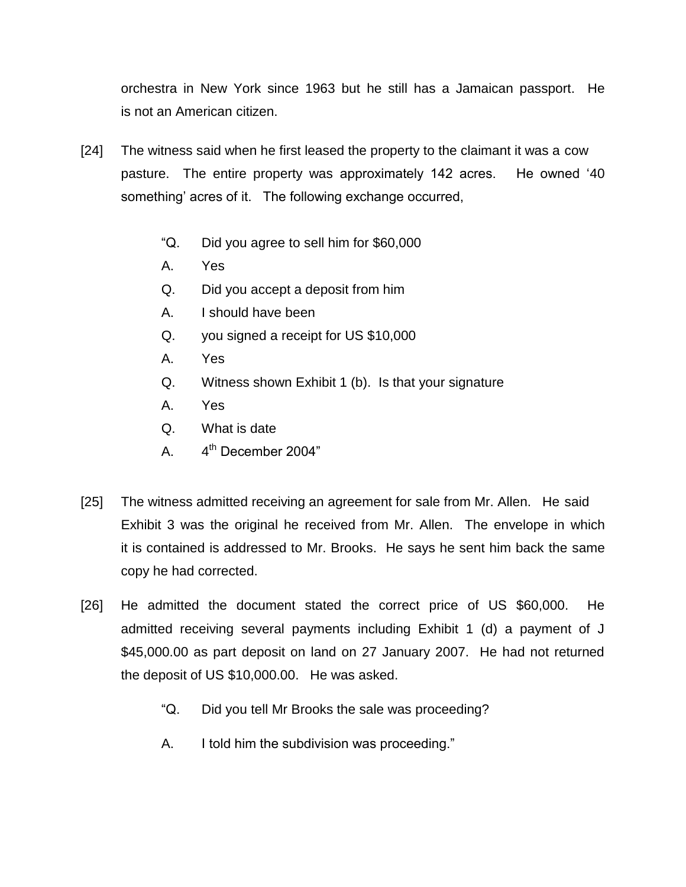orchestra in New York since 1963 but he still has a Jamaican passport. He is not an American citizen.

[24] The witness said when he first leased the property to the claimant it was a cow pasture. The entire property was approximately 142 acres. He owned '40 something' acres of it. The following exchange occurred,

> "Q. Did you agree to sell him for $60,000
>
> A. Yes
>
> Q. Did you accept a deposit from him
>
> A. I should have been
>
> Q. you signed a receipt for US $10,000
>
> A. Yes
>
> Q. Witness shown Exhibit 1 (b). Is that your signature
>
> A. Yes
>
> Q. What is date
>
> A. 4th December 2004"

[25] The witness admitted receiving an agreement for sale from Mr. Allen. He said Exhibit 3 was the original he received from Mr. Allen. The envelope in which it is contained is addressed to Mr. Brooks. He says he sent him back the same copy he had corrected.

[26] He admitted the document stated the correct price of US $60,000. He admitted receiving several payments including Exhibit 1 (d) a payment of J $45,000.00 as part deposit on land on 27 January 2007. He had not returned the deposit of US $10,000.00. He was asked.

> "Q. Did you tell Mr Brooks the sale was proceeding?
>
> A. I told him the subdivision was proceeding."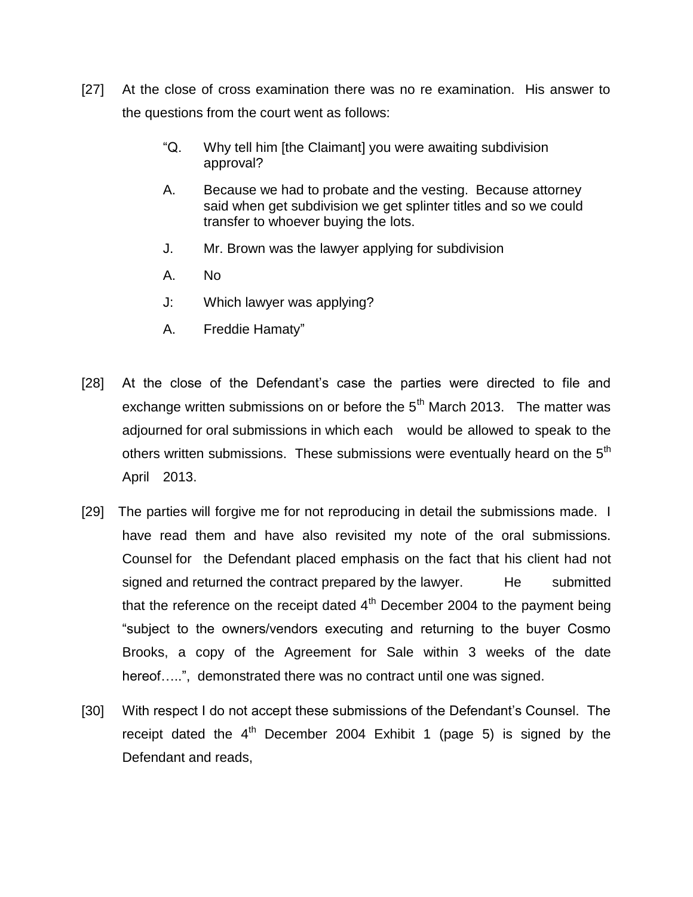[27] At the close of cross examination there was no re examination. His answer to the questions from the court went as follows:

> "Q. Why tell him [the Claimant] you were awaiting subdivision approval?
>
> A. Because we had to probate and the vesting. Because attorney said when get subdivision we get splinter titles and so we could transfer to whoever buying the lots.
>
> J. Mr. Brown was the lawyer applying for subdivision
>
> A. No
>
> J: Which lawyer was applying?
>
> A. Freddie Hamaty"

[28] At the close of the Defendant's case the parties were directed to file and exchange written submissions on or before the 5th March 2013. The matter was adjourned for oral submissions in which each would be allowed to speak to the others written submissions. These submissions were eventually heard on the 5th April 2013.

[29] The parties will forgive me for not reproducing in detail the submissions made. I have read them and have also revisited my note of the oral submissions. Counsel for the Defendant placed emphasis on the fact that his client had not signed and returned the contract prepared by the lawyer. He submitted that the reference on the receipt dated 4th December 2004 to the payment being "subject to the owners/vendors executing and returning to the buyer Cosmo Brooks, a copy of the Agreement for Sale within 3 weeks of the date hereof…..", demonstrated there was no contract until one was signed.

[30] With respect I do not accept these submissions of the Defendant's Counsel. The receipt dated the 4th December 2004 Exhibit 1 (page 5) is signed by the Defendant and reads,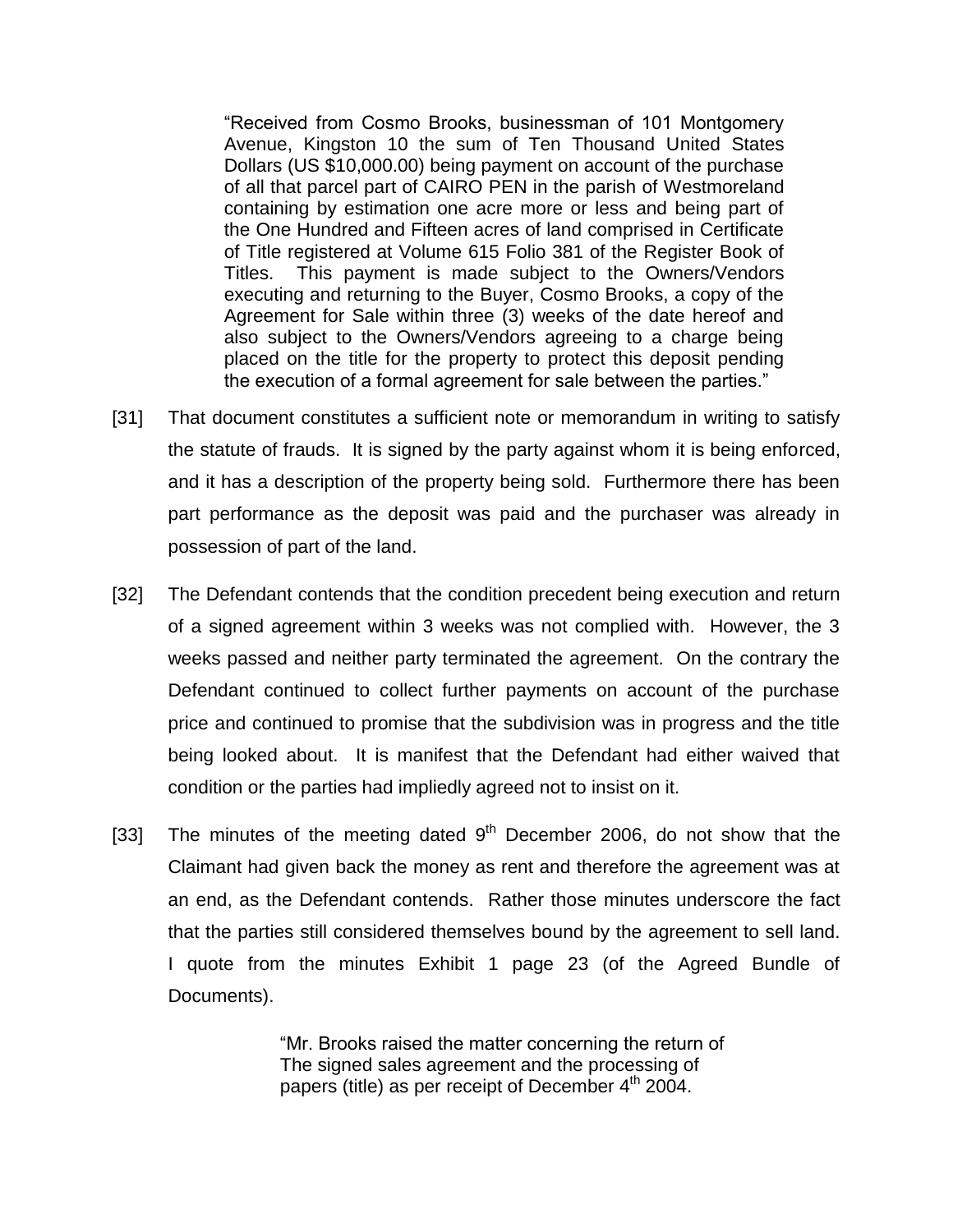> "Received from Cosmo Brooks, businessman of 101 Montgomery Avenue, Kingston 10 the sum of Ten Thousand United States Dollars (US $10,000.00) being payment on account of the purchase of all that parcel part of CAIRO PEN in the parish of Westmoreland containing by estimation one acre more or less and being part of the One Hundred and Fifteen acres of land comprised in Certificate of Title registered at Volume 615 Folio 381 of the Register Book of Titles. This payment is made subject to the Owners/Vendors executing and returning to the Buyer, Cosmo Brooks, a copy of the Agreement for Sale within three (3) weeks of the date hereof and also subject to the Owners/Vendors agreeing to a charge being placed on the title for the property to protect this deposit pending the execution of a formal agreement for sale between the parties."

[31] That document constitutes a sufficient note or memorandum in writing to satisfy the statute of frauds. It is signed by the party against whom it is being enforced, and it has a description of the property being sold. Furthermore there has been part performance as the deposit was paid and the purchaser was already in possession of part of the land.

[32] The Defendant contends that the condition precedent being execution and return of a signed agreement within 3 weeks was not complied with. However, the 3 weeks passed and neither party terminated the agreement. On the contrary the Defendant continued to collect further payments on account of the purchase price and continued to promise that the subdivision was in progress and the title being looked about. It is manifest that the Defendant had either waived that condition or the parties had impliedly agreed not to insist on it.

[33] The minutes of the meeting dated 9th December 2006, do not show that the Claimant had given back the money as rent and therefore the agreement was at an end, as the Defendant contends. Rather those minutes underscore the fact that the parties still considered themselves bound by the agreement to sell land. I quote from the minutes Exhibit 1 page 23 (of the Agreed Bundle of Documents).

> "Mr. Brooks raised the matter concerning the return of The signed sales agreement and the processing of papers (title) as per receipt of December 4th 2004.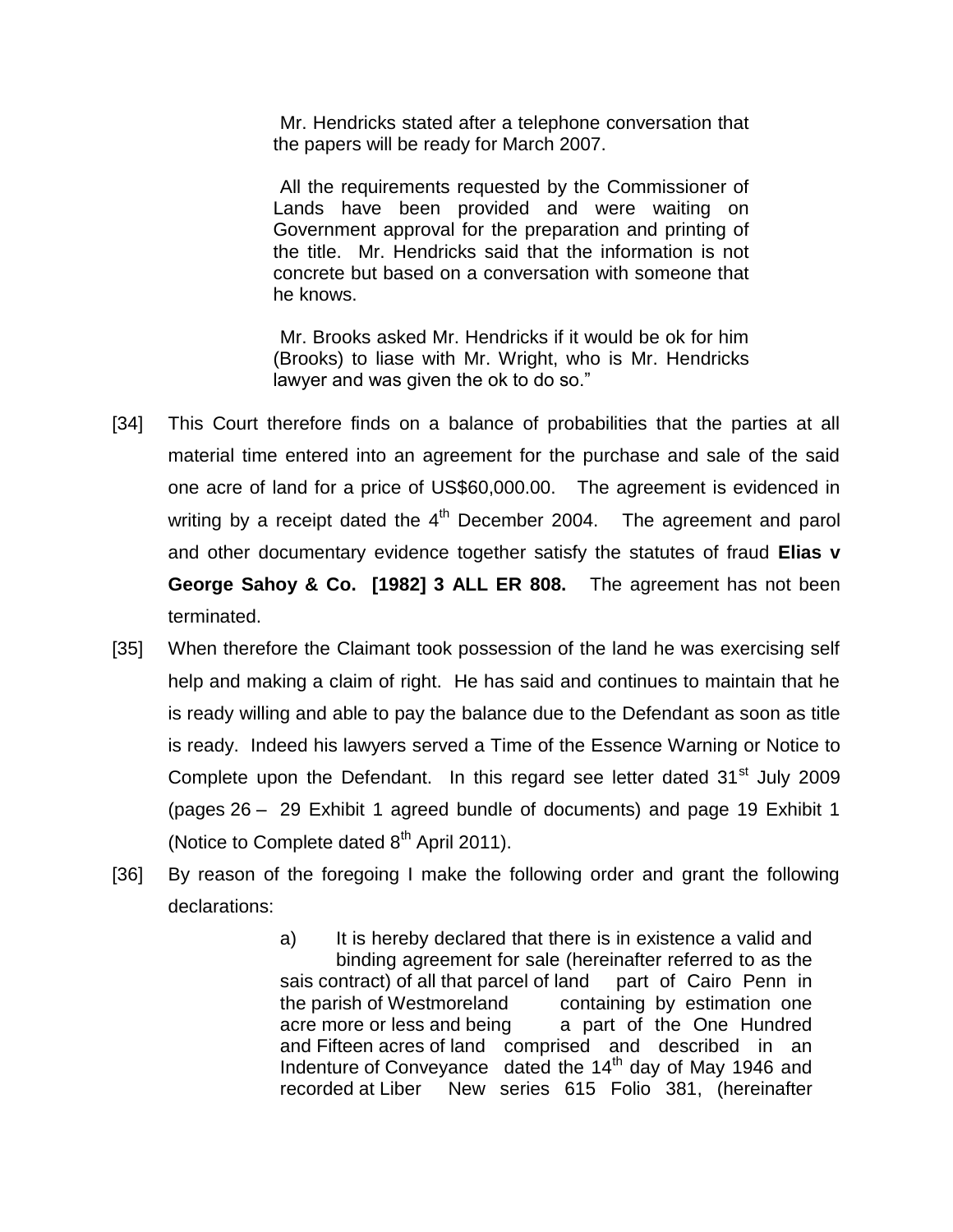Mr. Hendricks stated after a telephone conversation that the papers will be ready for March 2007.

All the requirements requested by the Commissioner of Lands have been provided and were waiting on Government approval for the preparation and printing of the title. Mr. Hendricks said that the information is not concrete but based on a conversation with someone that he knows.

Mr. Brooks asked Mr. Hendricks if it would be ok for him (Brooks) to liase with Mr. Wright, who is Mr. Hendricks lawyer and was given the ok to do so."

[34] This Court therefore finds on a balance of probabilities that the parties at all material time entered into an agreement for the purchase and sale of the said one acre of land for a price of US$60,000.00. The agreement is evidenced in writing by a receipt dated the 4th December 2004. The agreement and parol and other documentary evidence together satisfy the statutes of fraud **Elias v George Sahoy & Co. [1982] 3 ALL ER 808.** The agreement has not been terminated.

[35] When therefore the Claimant took possession of the land he was exercising self help and making a claim of right. He has said and continues to maintain that he is ready willing and able to pay the balance due to the Defendant as soon as title is ready. Indeed his lawyers served a Time of the Essence Warning or Notice to Complete upon the Defendant. In this regard see letter dated 31st July 2009 (pages 26 – 29 Exhibit 1 agreed bundle of documents) and page 19 Exhibit 1 (Notice to Complete dated 8th April 2011).

[36] By reason of the foregoing I make the following order and grant the following declarations:

a) It is hereby declared that there is in existence a valid and binding agreement for sale (hereinafter referred to as the sais contract) of all that parcel of land part of Cairo Penn in the parish of Westmoreland containing by estimation one acre more or less and being a part of the One Hundred and Fifteen acres of land comprised and described in an Indenture of Conveyance dated the 14th day of May 1946 and recorded at Liber New series 615 Folio 381, (hereinafter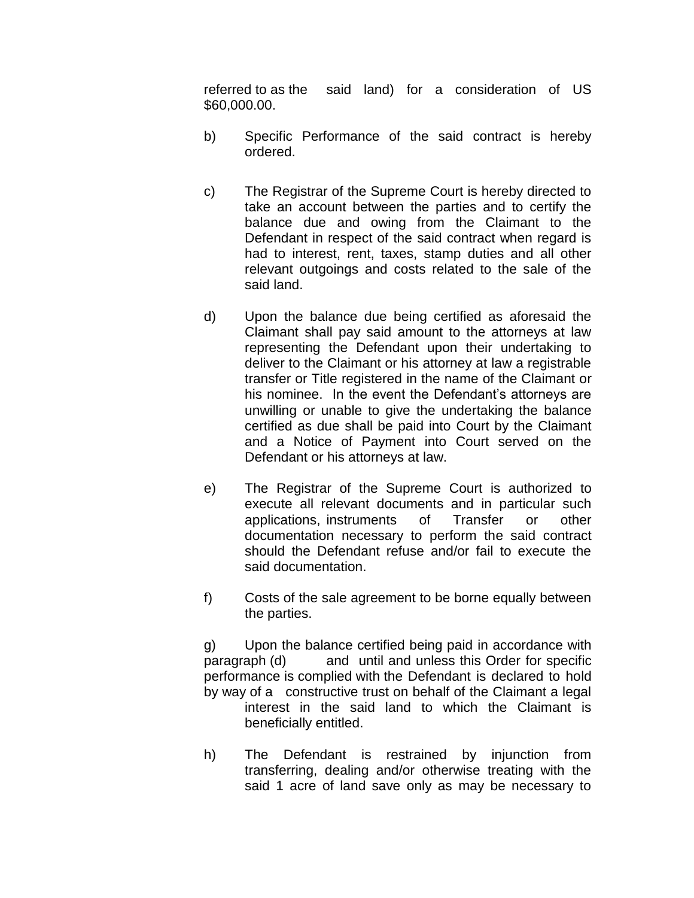referred to as the said land) for a consideration of US $60,000.00.

b) Specific Performance of the said contract is hereby ordered.

c) The Registrar of the Supreme Court is hereby directed to take an account between the parties and to certify the balance due and owing from the Claimant to the Defendant in respect of the said contract when regard is had to interest, rent, taxes, stamp duties and all other relevant outgoings and costs related to the sale of the said land.

d) Upon the balance due being certified as aforesaid the Claimant shall pay said amount to the attorneys at law representing the Defendant upon their undertaking to deliver to the Claimant or his attorney at law a registrable transfer or Title registered in the name of the Claimant or his nominee. In the event the Defendant's attorneys are unwilling or unable to give the undertaking the balance certified as due shall be paid into Court by the Claimant and a Notice of Payment into Court served on the Defendant or his attorneys at law.

e) The Registrar of the Supreme Court is authorized to execute all relevant documents and in particular such applications, instruments of Transfer or other documentation necessary to perform the said contract should the Defendant refuse and/or fail to execute the said documentation.

f) Costs of the sale agreement to be borne equally between the parties.

g) Upon the balance certified being paid in accordance with paragraph (d) and until and unless this Order for specific performance is complied with the Defendant is declared to hold by way of a constructive trust on behalf of the Claimant a legal interest in the said land to which the Claimant is beneficially entitled.

h) The Defendant is restrained by injunction from transferring, dealing and/or otherwise treating with the said 1 acre of land save only as may be necessary to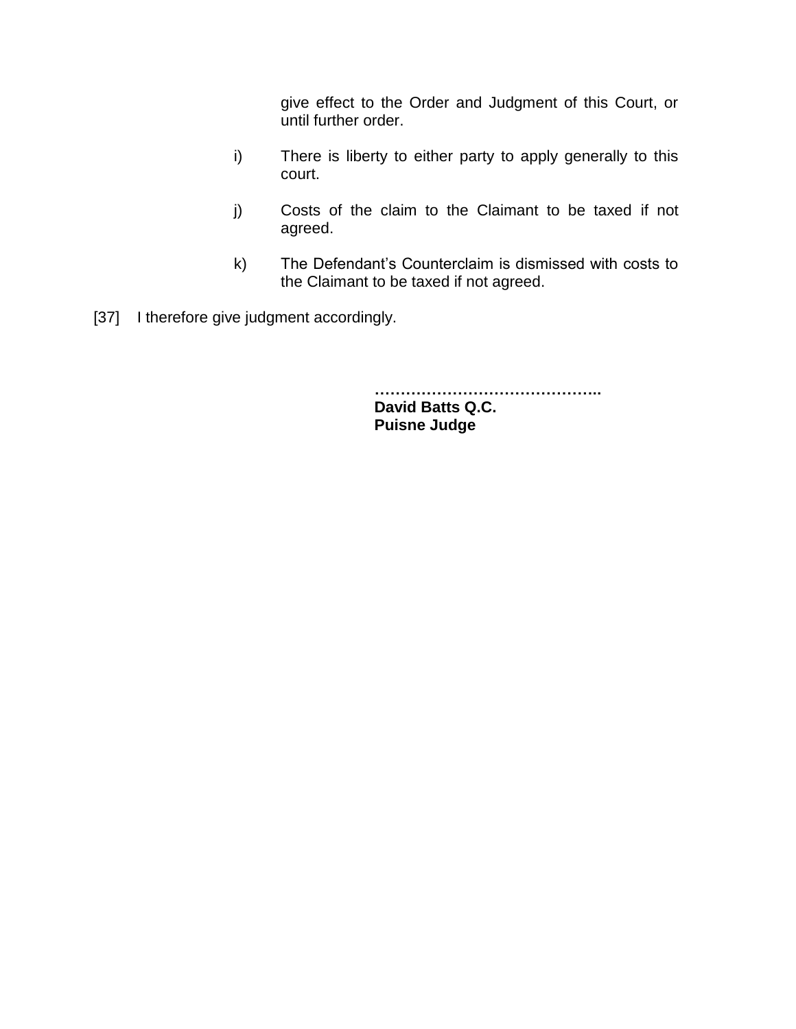give effect to the Order and Judgment of this Court, or until further order.

i) There is liberty to either party to apply generally to this court.

j) Costs of the claim to the Claimant to be taxed if not agreed.

k) The Defendant's Counterclaim is dismissed with costs to the Claimant to be taxed if not agreed.

[37] I therefore give judgment accordingly.

……………………………………..
**David Batts Q.C.**
**Puisne Judge**